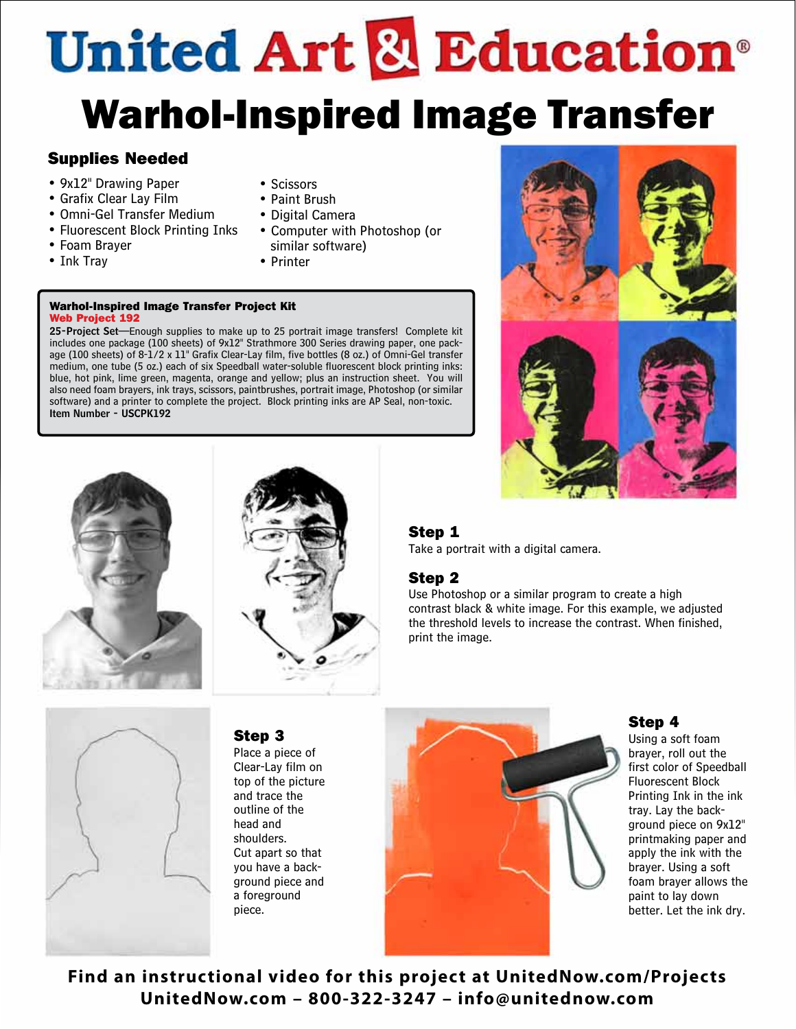# United Art & Education®

# Warhol-Inspired Image Transfer

## Supplies Needed

- 9x12" Drawing Paper
- Grafix Clear Lay Film
- Omni-Gel Transfer Medium
- Fluorescent Block Printing Inks
- Foam Brayer
- Ink Tray
- Scissors
- Paint Brush
- Digital Camera
- Computer with Photoshop (or similar software)
- Printer

**Warhol-Inspired Image Transfer Project Kit**
**Web Project 192**
**25-Project Set**—Enough supplies to make up to 25 portrait image transfers! Complete kit includes one package (100 sheets) of 9x12" Strathmore 300 Series drawing paper, one package (100 sheets) of 8-1/2 x 11" Grafix Clear-Lay film, five bottles (8 oz.) of Omni-Gel transfer medium, one tube (5 oz.) each of six Speedball water-soluble fluorescent block printing inks: blue, hot pink, lime green, magenta, orange and yellow; plus an instruction sheet. You will also need foam brayers, ink trays, scissors, paintbrushes, portrait image, Photoshop (or similar software) and a printer to complete the project. Block printing inks are AP Seal, non-toxic.
**Item Number - USCPK192**

### Step 1
Take a portrait with a digital camera.

### Step 2
Use Photoshop or a similar program to create a high contrast black & white image. For this example, we adjusted the threshold levels to increase the contrast. When finished, print the image.

### Step 3
Place a piece of Clear-Lay film on top of the picture and trace the outline of the head and shoulders. Cut apart so that you have a background piece and a foreground piece.

### Step 4
Using a soft foam brayer, roll out the first color of Speedball Fluorescent Block Printing Ink in the ink tray. Lay the background piece on 9x12" printmaking paper and apply the ink with the brayer. Using a soft foam brayer allows the paint to lay down better. Let the ink dry.

**Find an instructional video for this project at UnitedNow.com/Projects**
**UnitedNow.com – 800-322-3247 – info@unitednow.com**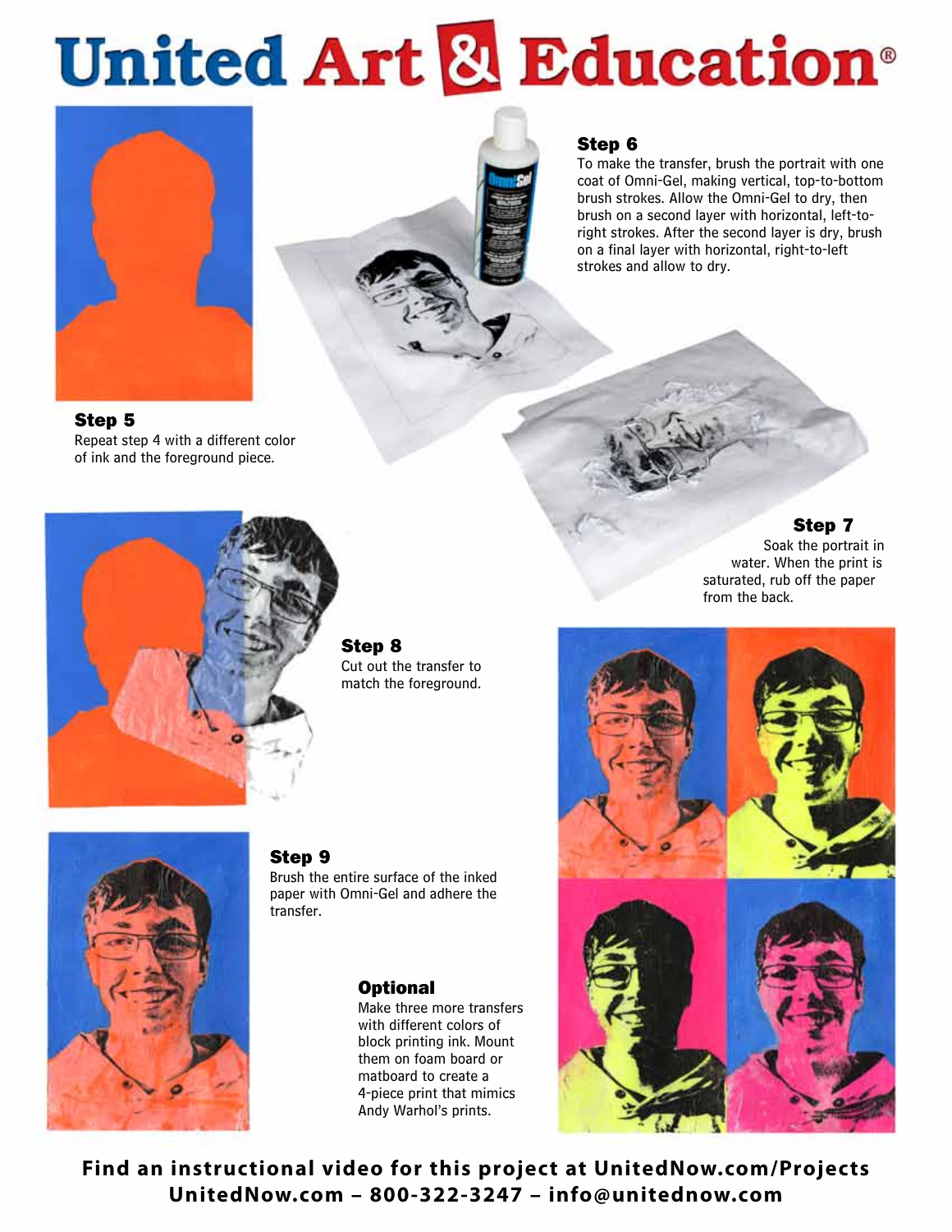# United Art & Education®

### Step 5

Repeat step 4 with a different color of ink and the foreground piece.

### Step 6

To make the transfer, brush the portrait with one coat of Omni-Gel, making vertical, top-to-bottom brush strokes. Allow the Omni-Gel to dry, then brush on a second layer with horizontal, left-to-right strokes. After the second layer is dry, brush on a final layer with horizontal, right-to-left strokes and allow to dry.

### Step 7

Soak the portrait in water. When the print is saturated, rub off the paper from the back.

### Step 8

Cut out the transfer to match the foreground.

### Step 9

Brush the entire surface of the inked paper with Omni-Gel and adhere the transfer.

### Optional

Make three more transfers with different colors of block printing ink. Mount them on foam board or matboard to create a 4-piece print that mimics Andy Warhol's prints.

**Find an instructional video for this project at UnitedNow.com/Projects**

**UnitedNow.com – 800-322-3247 – info@unitednow.com**